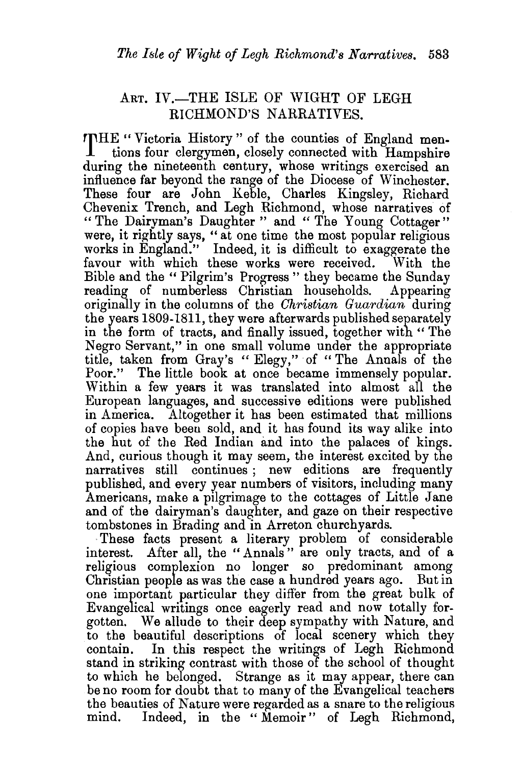## Art. IV.—THE ISLE OF WIGHT OF LEGH RICHMOND'S NARRATIVES.

THE "Victoria History" of the counties of England mentions four clergymen, closely connected with Hampshire during the nineteenth century, whose writings exercised an influence far beyond the range of the Diocese of Winchester. These four are John Keble, Charles Kingsley, Richard Chevenix Trench, and Legh Richmond, whose narratives of "The Dairyman's Daughter" and "The Young Cottager" were, it rightly says, "at one time the most popular religious works in England." Indeed, it is difficult to exaggerate the favour with which these works were received. With the Bible and the "Pilgrim's Progress" they became the Sunday reading of numberless Christian households. Appearing originally in the columns of the *Christian Guardian* during the years 1809-1811, they were afterwards published separately in the form of tracts, and finally issued, together with "The Negro Servant," in one small volume under the appropriate title, taken from Gray's "Elegy," of "The Annals of the Poor." The little book at once became immensely popular. Within a few years it was translated into almost all the European languages, and successive editions were published in America. Altogether it has been estimated that millions of copies have been sold, and it has found its way alike into the hut of the Red Indian and into the palaces of kings. And, curious though it may seem, the interest excited by the narratives still continues; new editions are frequently published, and every year numbers of visitors, including many Americans, make a pilgrimage to the cottages of Little Jane and of the dairyman's daughter, and gaze on their respective tombstones in Brading and in Arreton churchyards.

These facts present a literary problem of considerable interest. After all, the "Annals" are only tracts, and of a religious complexion no longer so predominant among Christian people as was the case a hundred years ago. But in one important particular they differ from the great bulk of Evangelical writings once eagerly read and now totally forgotten. We allude to their deep sympathy with Nature, and to the beautiful descriptions of local scenery which they contain. In this respect the writings of Legh Richmond stand in striking contrast with those of the school of thought to which he belonged. Strange as it may appear, there can be no room for doubt that to many of the Evangelical teachers the beauties of Nature were regarded as a snare to the religious mind. Indeed, in the "Memoir" of Legh Richmond,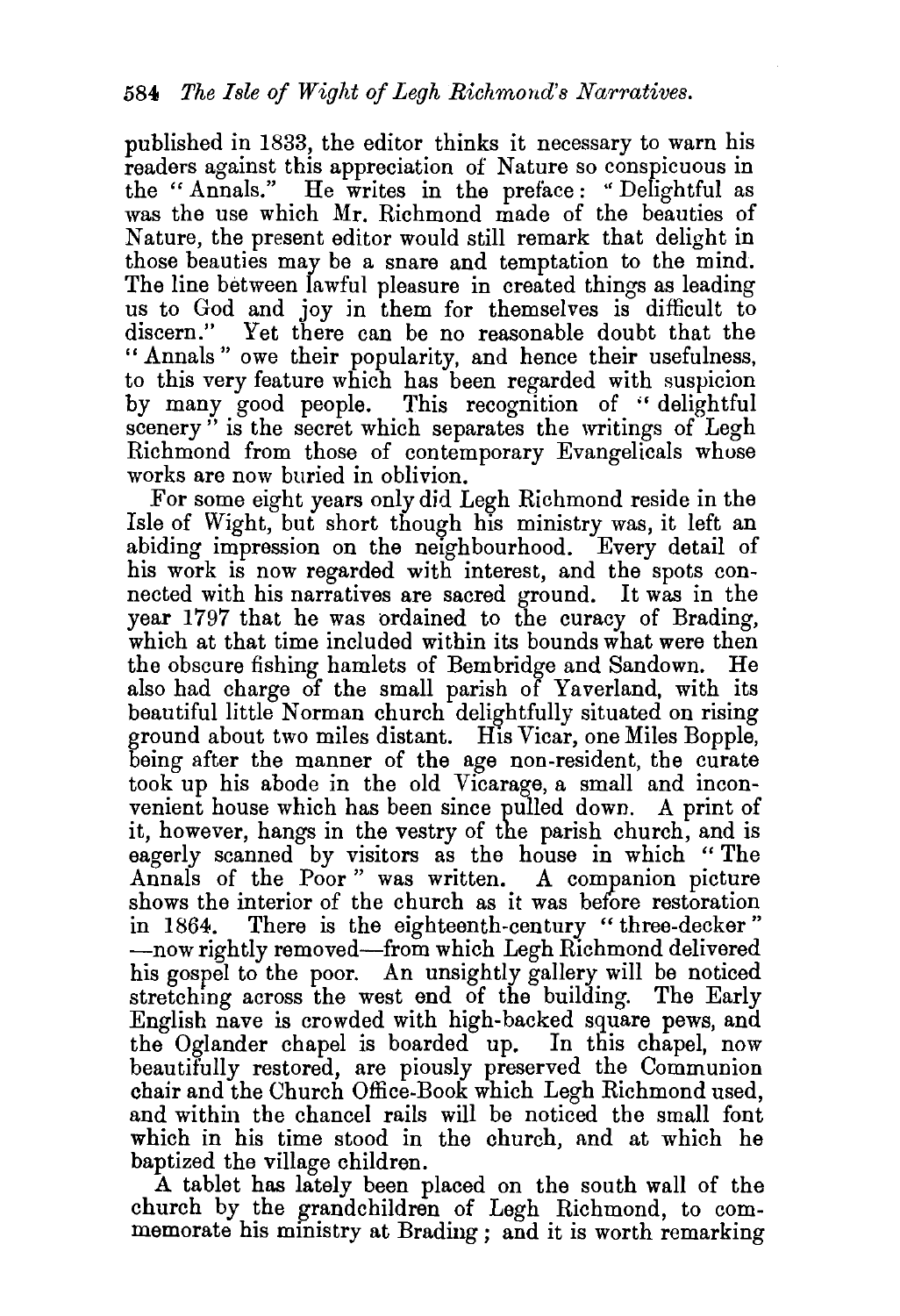published in 1833, the editor thinks it necessary to warn his readers against this appreciation of Nature so conspicuous in the "Annals." He writes in the preface: "Delightful as was the use which Mr. Richmond made of the beauties of Nature, the present editor would still remark that delight in those beauties may be a snare and temptation to the mind. The line between lawful pleasure in created things as leading us to God and joy in them for themselves is difficult to discern." Yet there can be no reasonable doubt that the "Annals" owe their popularity, and hence their usefulness, to this very feature which has been regarded with suspicion by many good people. This recognition of "delightful scenery" is the secret which separates the writings of Legh Richmond from those of contemporary Evangelicals whose works are now buried in oblivion.

For some eight years only did Legh Richmond reside in the Isle of Wight, but short though his ministry was, it left an abiding impression on the neighbourhood. Every detail of his work is now regarded with interest, and the spots connected with his narratives are sacred ground. It was in the year 1797 that he was ordained to the curacy of Brading, which at that time included within its bounds what were then the obscure fishing hamlets of Bembridge and Sandown. He also had charge of the small parish of Yaverland, with its beautiful little Norman church delightfully situated on rising ground about two miles distant. His Vicar, one Miles Bopple, being after the manner of the age non-resident, the curate took up his abode in the old Vicarage, a small and inconvenient house which has been since pulled down. A print of it, however, hangs in the vestry of the parish church, and is eagerly scanned by visitors as the house in which "The Annals of the Poor" was written. A companion picture shows the interior of the church as it was before restoration in 1864. There is the eighteenth-century "three-decker"—now rightly removed—from which Legh Richmond delivered his gospel to the poor. An unsightly gallery will be noticed stretching across the west end of the building. The Early English nave is crowded with high-backed square pews, and the Oglander chapel is boarded up. In this chapel, now beautifully restored, are piously preserved the Communion chair and the Church Office-Book which Legh Richmond used, and within the chancel rails will be noticed the small font which in his time stood in the church, and at which he baptized the village children.

A tablet has lately been placed on the south wall of the church by the grandchildren of Legh Richmond, to commemorate his ministry at Brading; and it is worth remarking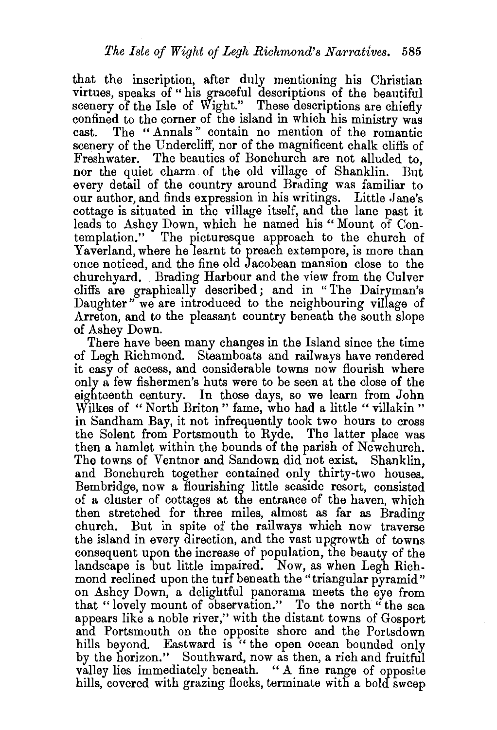that the inscription, after duly mentioning his Christian virtues, speaks of "his graceful descriptions of the beautiful scenery of the Isle of Wight." These descriptions are chiefly confined to the corner of the island in which his ministry was cast. The "Annals" contain no mention of the romantic scenery of the Undercliff, nor of the magnificent chalk cliffs of Freshwater. The beauties of Bonchurch are not alluded to, nor the quiet charm of the old village of Shanklin. But every detail of the country around Brading was familiar to our author, and finds expression in his writings. Little Jane's cottage is situated in the village itself, and the lane past it leads to Ashey Down, which he named his "Mount of Contemplation." The picturesque approach to the church of Yaverland, where he learnt to preach extempore, is more than once noticed, and the fine old Jacobean mansion close to the churchyard. Brading Harbour and the view from the Culver cliffs are graphically described; and in "The Dairyman's Daughter" we are introduced to the neighbouring village of Arreton, and to the pleasant country beneath the south slope of Ashey Down.

There have been many changes in the Island since the time of Legh Richmond. Steamboats and railways have rendered it easy of access, and considerable towns now flourish where only a few fishermen's huts were to be seen at the close of the eighteenth century. In those days, so we learn from John Wilkes of "North Briton" fame, who had a little "villakin" in Sandham Bay, it not infrequently took two hours to cross the Solent from Portsmouth to Ryde. The latter place was then a hamlet within the bounds of the parish of Newchurch. The towns of Ventnor and Sandown did not exist. Shanklin, and Bonchurch together contained only thirty-two houses. Bembridge, now a flourishing little seaside resort, consisted of a cluster of cottages at the entrance of the haven, which then stretched for three miles, almost as far as Brading church. But in spite of the railways which now traverse the island in every direction, and the vast upgrowth of towns consequent upon the increase of population, the beauty of the landscape is but little impaired. Now, as when Legh Richmond reclined upon the turf beneath the "triangular pyramid" on Ashey Down, a delightful panorama meets the eye from that "lovely mount of observation." To the north "the sea appears like a noble river," with the distant towns of Gosport and Portsmouth on the opposite shore and the Portsdown hills beyond. Eastward is "the open ocean bounded only by the horizon." Southward, now as then, a rich and fruitful valley lies immediately beneath. "A fine range of opposite hills, covered with grazing flocks, terminate with a bold sweep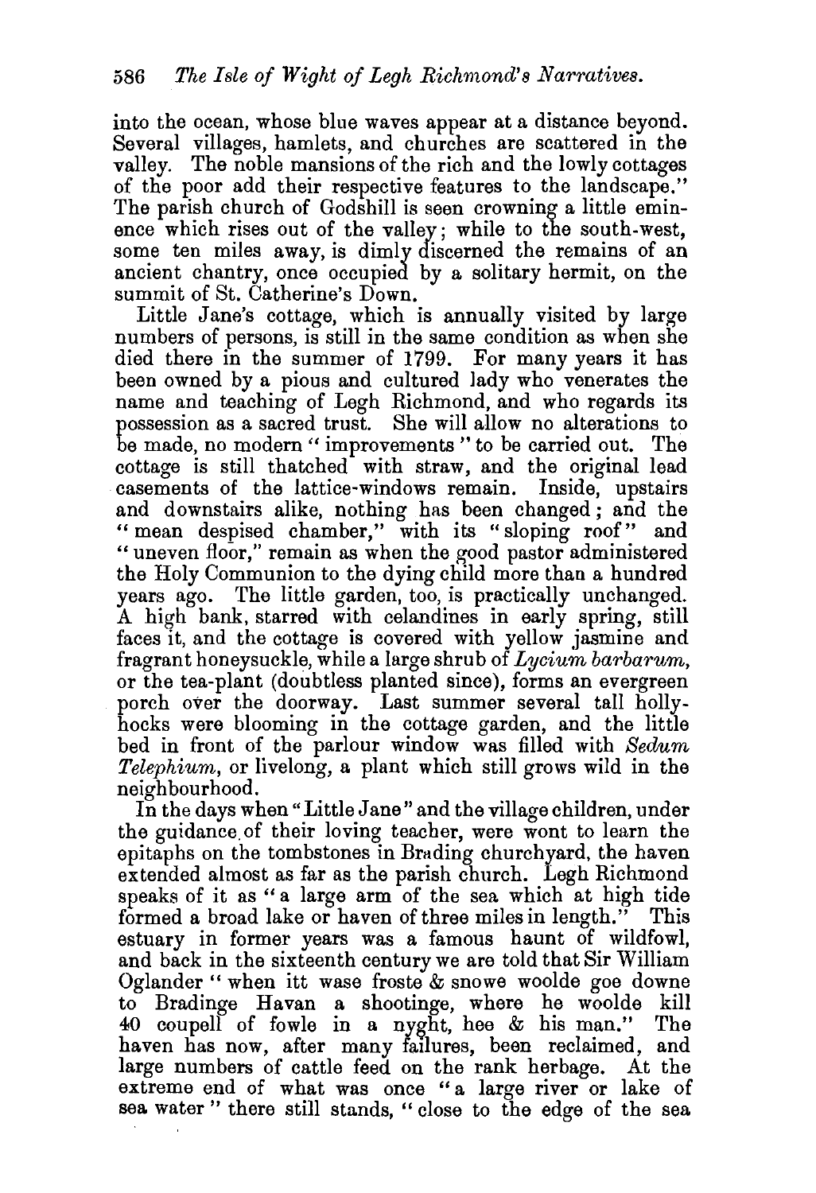into the ocean, whose blue waves appear at a distance beyond. Several villages, hamlets, and churches are scattered in the valley. The noble mansions of the rich and the lowly cottages of the poor add their respective features to the landscape." The parish church of Godshill is seen crowning a little eminence which rises out of the valley; while to the south-west, some ten miles away, is dimly discerned the remains of an ancient chantry, once occupied by a solitary hermit, on the summit of St. Catherine's Down.

Little Jane's cottage, which is annually visited by large numbers of persons, is still in the same condition as when she died there in the summer of 1799. For many years it has been owned by a pious and cultured lady who venerates the name and teaching of Legh Richmond, and who regards its possession as a sacred trust. She will allow no alterations to be made, no modern "improvements" to be carried out. The cottage is still thatched with straw, and the original lead casements of the lattice-windows remain. Inside, upstairs and downstairs alike, nothing has been changed; and the "mean despised chamber," with its "sloping roof" and "uneven floor," remain as when the good pastor administered the Holy Communion to the dying child more than a hundred years ago. The little garden, too, is practically unchanged. A high bank, starred with celandines in early spring, still faces it, and the cottage is covered with yellow jasmine and fragrant honeysuckle, while a large shrub of *Lycium barbarum*, or the tea-plant (doubtless planted since), forms an evergreen porch over the doorway. Last summer several tall hollyhocks were blooming in the cottage garden, and the little bed in front of the parlour window was filled with *Sedum Telephium*, or livelong, a plant which still grows wild in the neighbourhood.

In the days when "Little Jane" and the village children, under the guidance of their loving teacher, were wont to learn the epitaphs on the tombstones in Brading churchyard, the haven extended almost as far as the parish church. Legh Richmond speaks of it as "a large arm of the sea which at high tide formed a broad lake or haven of three miles in length." This estuary in former years was a famous haunt of wildfowl, and back in the sixteenth century we are told that Sir William Oglander "when itt wase froste & snowe woolde goe downe to Bradinge Havan a shootinge, where he woolde kill 40 coupell of fowle in a nyght, hee & his man." The haven has now, after many failures, been reclaimed, and large numbers of cattle feed on the rank herbage. At the extreme end of what was once "a large river or lake of sea water" there still stands, "close to the edge of the sea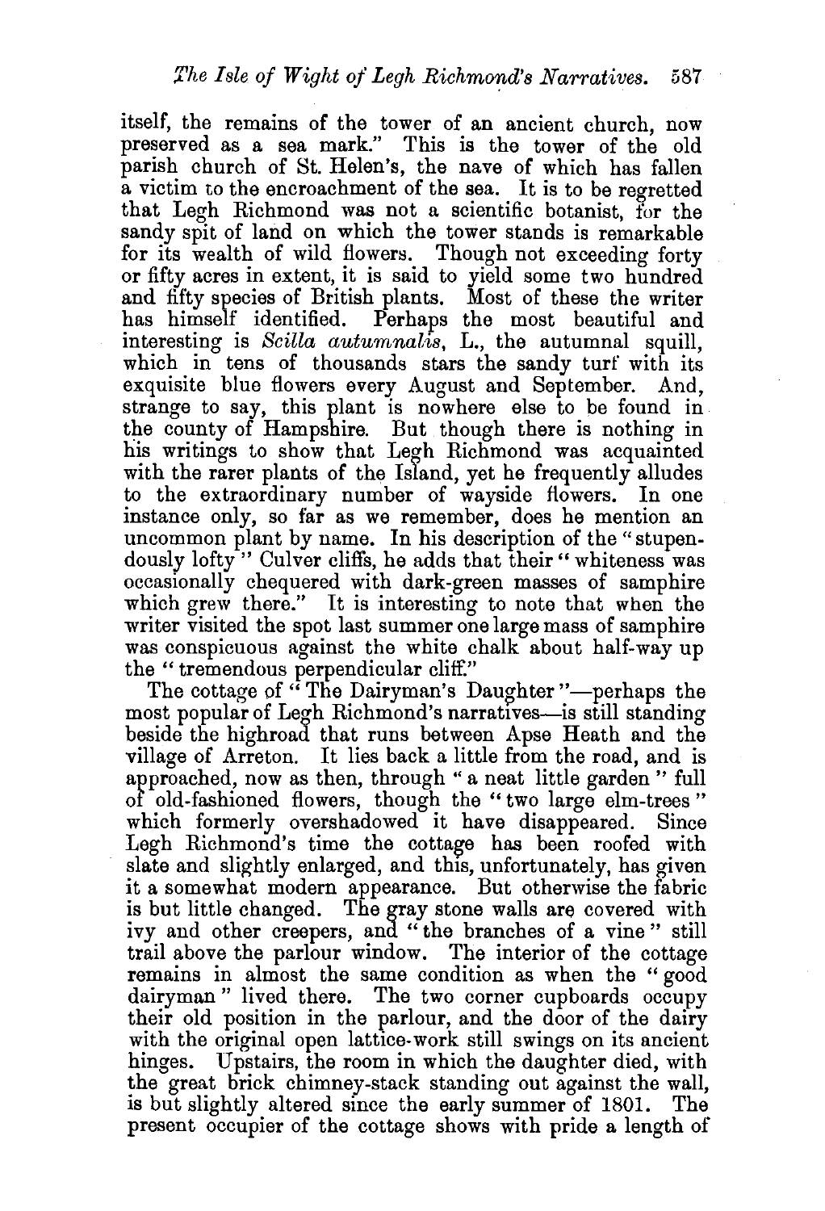itself, the remains of the tower of an ancient church, now preserved as a sea mark." This is the tower of the old parish church of St. Helen's, the nave of which has fallen a victim to the encroachment of the sea. It is to be regretted that Legh Richmond was not a scientific botanist, for the sandy spit of land on which the tower stands is remarkable for its wealth of wild flowers. Though not exceeding forty or fifty acres in extent, it is said to yield some two hundred and fifty species of British plants. Most of these the writer has himself identified. Perhaps the most beautiful and interesting is *Scilla autumnalis*, L., the autumnal squill, which in tens of thousands stars the sandy turf with its exquisite blue flowers every August and September. And, strange to say, this plant is nowhere else to be found in the county of Hampshire. But though there is nothing in his writings to show that Legh Richmond was acquainted with the rarer plants of the Island, yet he frequently alludes to the extraordinary number of wayside flowers. In one instance only, so far as we remember, does he mention an uncommon plant by name. In his description of the "stupendously lofty" Culver cliffs, he adds that their "whiteness was occasionally chequered with dark-green masses of samphire which grew there." It is interesting to note that when the writer visited the spot last summer one large mass of samphire was conspicuous against the white chalk about half-way up the "tremendous perpendicular cliff."

The cottage of "The Dairyman's Daughter"—perhaps the most popular of Legh Richmond's narratives—is still standing beside the highroad that runs between Apse Heath and the village of Arreton. It lies back a little from the road, and is approached, now as then, through "a neat little garden" full of old-fashioned flowers, though the "two large elm-trees" which formerly overshadowed it have disappeared. Since Legh Richmond's time the cottage has been roofed with slate and slightly enlarged, and this, unfortunately, has given it a somewhat modern appearance. But otherwise the fabric is but little changed. The gray stone walls are covered with ivy and other creepers, and "the branches of a vine" still trail above the parlour window. The interior of the cottage remains in almost the same condition as when the "good dairyman" lived there. The two corner cupboards occupy their old position in the parlour, and the door of the dairy with the original open lattice-work still swings on its ancient hinges. Upstairs, the room in which the daughter died, with the great brick chimney-stack standing out against the wall, is but slightly altered since the early summer of 1801. The present occupier of the cottage shows with pride a length of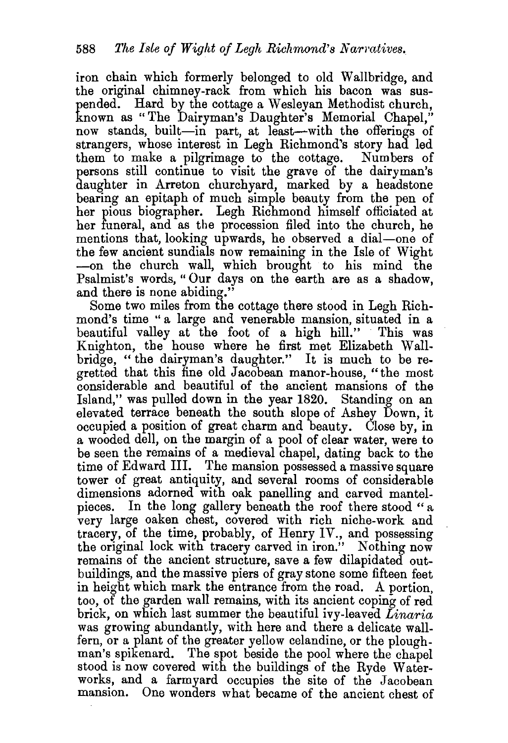iron chain which formerly belonged to old Wallbridge, and the original chimney-rack from which his bacon was suspended. Hard by the cottage a Wesleyan Methodist church, known as "The Dairyman's Daughter's Memorial Chapel," now stands, built—in part, at least—with the offerings of strangers, whose interest in Legh Richmond's story had led them to make a pilgrimage to the cottage. Numbers of persons still continue to visit the grave of the dairyman's daughter in Arreton churchyard, marked by a headstone bearing an epitaph of much simple beauty from the pen of her pious biographer. Legh Richmond himself officiated at her funeral, and as the procession filed into the church, he mentions that, looking upwards, he observed a dial—one of the few ancient sundials now remaining in the Isle of Wight—on the church wall, which brought to his mind the Psalmist's words, "Our days on the earth are as a shadow, and there is none abiding."

Some two miles from the cottage there stood in Legh Richmond's time "a large and venerable mansion, situated in a beautiful valley at the foot of a high hill." This was Knighton, the house where he first met Elizabeth Wallbridge, "the dairyman's daughter." It is much to be regretted that this fine old Jacobean manor-house, "the most considerable and beautiful of the ancient mansions of the Island," was pulled down in the year 1820. Standing on an elevated terrace beneath the south slope of Ashey Down, it occupied a position of great charm and beauty. Close by, in a wooded dell, on the margin of a pool of clear water, were to be seen the remains of a medieval chapel, dating back to the time of Edward III. The mansion possessed a massive square tower of great antiquity, and several rooms of considerable dimensions adorned with oak panelling and carved mantelpieces. In the long gallery beneath the roof there stood "a very large oaken chest, covered with rich niche-work and tracery, of the time, probably, of Henry IV., and possessing the original lock with tracery carved in iron." Nothing now remains of the ancient structure, save a few dilapidated outbuildings, and the massive piers of gray stone some fifteen feet in height which mark the entrance from the road. A portion, too, of the garden wall remains, with its ancient coping of red brick, on which last summer the beautiful ivy-leaved *Linaria* was growing abundantly, with here and there a delicate wall-fern, or a plant of the greater yellow celandine, or the ploughman's spikenard. The spot beside the pool where the chapel stood is now covered with the buildings of the Ryde Waterworks, and a farmyard occupies the site of the Jacobean mansion. One wonders what became of the ancient chest of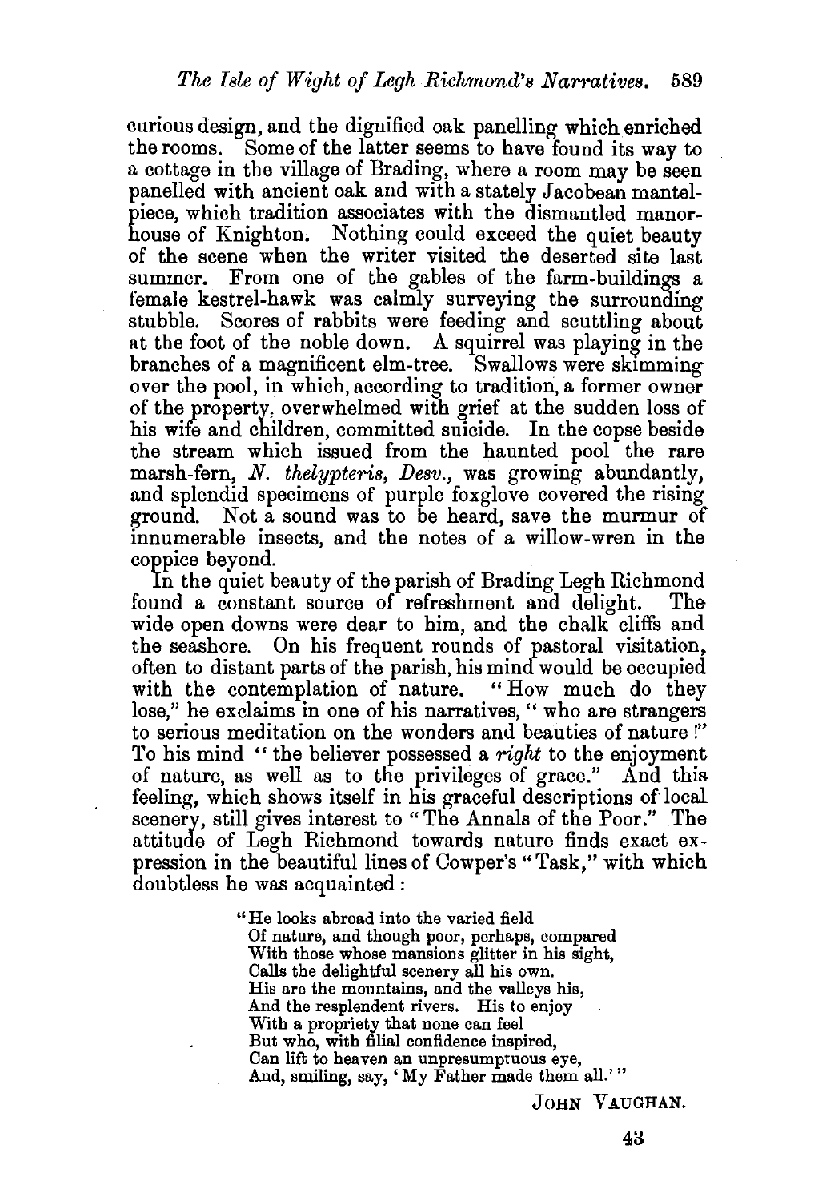curious design, and the dignified oak panelling which enriched the rooms. Some of the latter seems to have found its way to a cottage in the village of Brading, where a room may be seen panelled with ancient oak and with a stately Jacobean mantelpiece, which tradition associates with the dismantled manor-house of Knighton. Nothing could exceed the quiet beauty of the scene when the writer visited the deserted site last summer. From one of the gables of the farm-buildings a female kestrel-hawk was calmly surveying the surrounding stubble. Scores of rabbits were feeding and scuttling about at the foot of the noble down. A squirrel was playing in the branches of a magnificent elm-tree. Swallows were skimming over the pool, in which, according to tradition, a former owner of the property, overwhelmed with grief at the sudden loss of his wife and children, committed suicide. In the copse beside the stream which issued from the haunted pool the rare marsh-fern, *N. thelypteris, Desv.*, was growing abundantly, and splendid specimens of purple foxglove covered the rising ground. Not a sound was to be heard, save the murmur of innumerable insects, and the notes of a willow-wren in the coppice beyond.

In the quiet beauty of the parish of Brading Legh Richmond found a constant source of refreshment and delight. The wide open downs were dear to him, and the chalk cliffs and the seashore. On his frequent rounds of pastoral visitation, often to distant parts of the parish, his mind would be occupied with the contemplation of nature. "How much do they lose," he exclaims in one of his narratives, "who are strangers to serious meditation on the wonders and beauties of nature !" To his mind "the believer possessed a *right* to the enjoyment of nature, as well as to the privileges of grace." And this feeling, which shows itself in his graceful descriptions of local scenery, still gives interest to "The Annals of the Poor." The attitude of Legh Richmond towards nature finds exact expression in the beautiful lines of Cowper's "Task," with which doubtless he was acquainted :

> "He looks abroad into the varied field
> Of nature, and though poor, perhaps, compared
> With those whose mansions glitter in his sight,
> Calls the delightful scenery all his own.
> His are the mountains, and the valleys his,
> And the resplendent rivers. His to enjoy
> With a propriety that none can feel
> But who, with filial confidence inspired,
> Can lift to heaven an unpresumptuous eye,
> And, smiling, say, 'My Father made them all.'"

JOHN VAUGHAN.